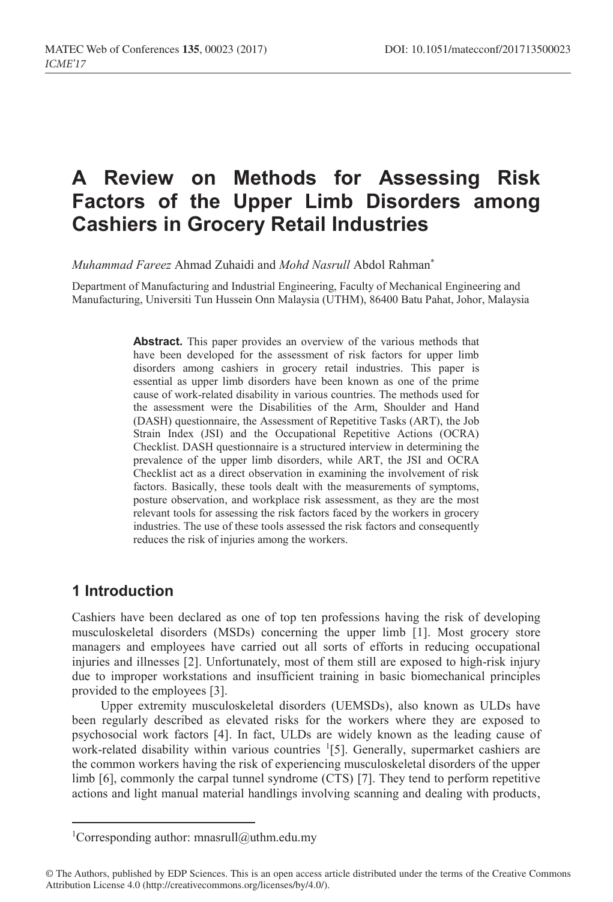# A Review on Methods for Assessing Risk Factors of the Upper Limb Disorders among Cashiers in Grocery Retail Industries

*Muhammad Fareez* Ahmad Zuhaidi and *Mohd Nasrull* Abdol Rahman*

Department of Manufacturing and Industrial Engineering, Faculty of Mechanical Engineering and Manufacturing, Universiti Tun Hussein Onn Malaysia (UTHM), 86400 Batu Pahat, Johor, Malaysia

**Abstract.** This paper provides an overview of the various methods that have been developed for the assessment of risk factors for upper limb disorders among cashiers in grocery retail industries. This paper is essential as upper limb disorders have been known as one of the prime cause of work-related disability in various countries. The methods used for the assessment were the Disabilities of the Arm, Shoulder and Hand (DASH) questionnaire, the Assessment of Repetitive Tasks (ART), the Job Strain Index (JSI) and the Occupational Repetitive Actions (OCRA) Checklist. DASH questionnaire is a structured interview in determining the prevalence of the upper limb disorders, while ART, the JSI and OCRA Checklist act as a direct observation in examining the involvement of risk factors. Basically, these tools dealt with the measurements of symptoms, posture observation, and workplace risk assessment, as they are the most relevant tools for assessing the risk factors faced by the workers in grocery industries. The use of these tools assessed the risk factors and consequently reduces the risk of injuries among the workers.

## 1 Introduction

Cashiers have been declared as one of top ten professions having the risk of developing musculoskeletal disorders (MSDs) concerning the upper limb [1]. Most grocery store managers and employees have carried out all sorts of efforts in reducing occupational injuries and illnesses [2]. Unfortunately, most of them still are exposed to high-risk injury due to improper workstations and insufficient training in basic biomechanical principles provided to the employees [3].

Upper extremity musculoskeletal disorders (UEMSDs), also known as ULDs have been regularly described as elevated risks for the workers where they are exposed to psychosocial work factors [4]. In fact, ULDs are widely known as the leading cause of work-related disability within various countries [1][5]. Generally, supermarket cashiers are the common workers having the risk of experiencing musculoskeletal disorders of the upper limb [6], commonly the carpal tunnel syndrome (CTS) [7]. They tend to perform repetitive actions and light manual material handlings involving scanning and dealing with products,

[1]Corresponding author: mnasrull@uthm.edu.my

© The Authors, published by EDP Sciences. This is an open access article distributed under the terms of the Creative Commons Attribution License 4.0 (http://creativecommons.org/licenses/by/4.0/).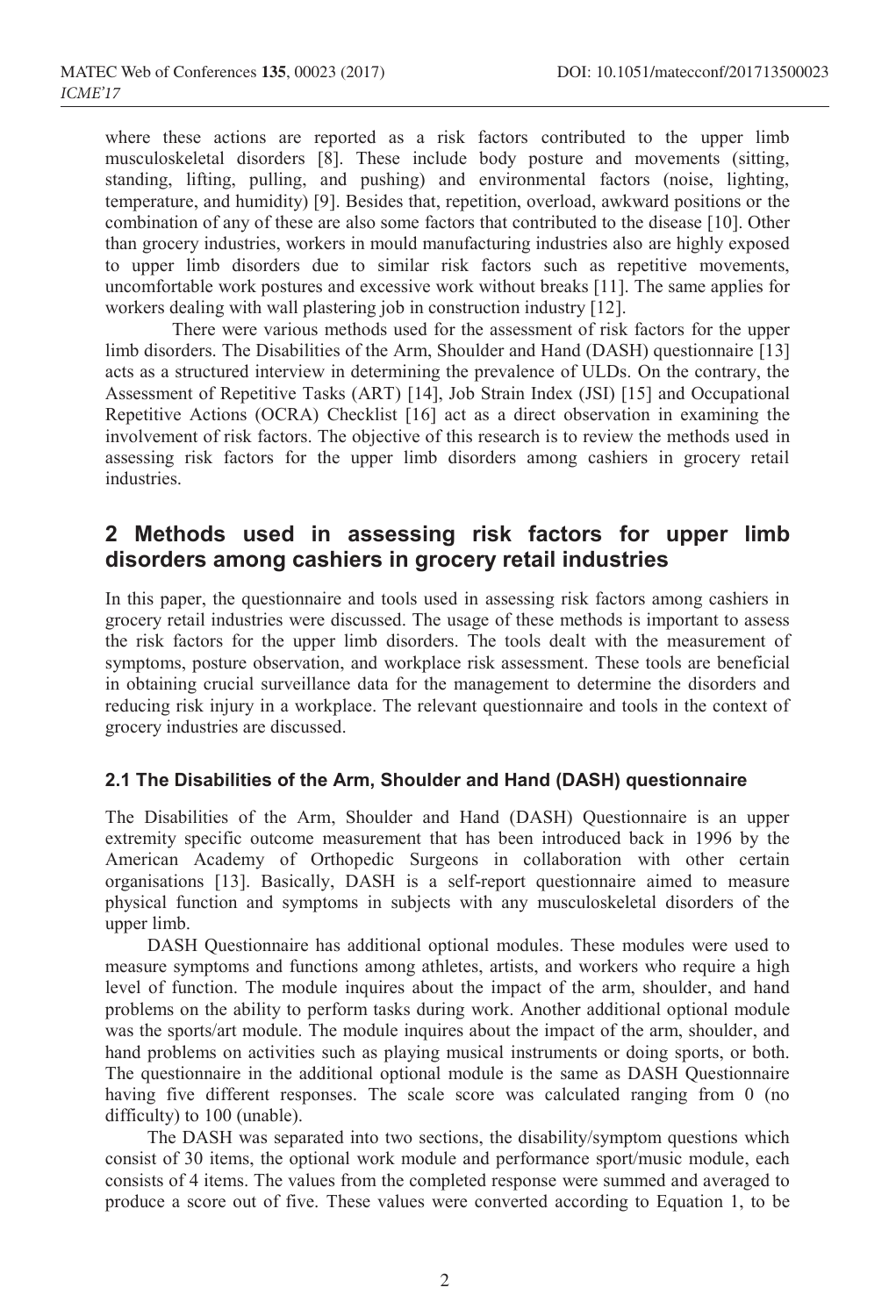where these actions are reported as a risk factors contributed to the upper limb musculoskeletal disorders [8]. These include body posture and movements (sitting, standing, lifting, pulling, and pushing) and environmental factors (noise, lighting, temperature, and humidity) [9]. Besides that, repetition, overload, awkward positions or the combination of any of these are also some factors that contributed to the disease [10]. Other than grocery industries, workers in mould manufacturing industries also are highly exposed to upper limb disorders due to similar risk factors such as repetitive movements, uncomfortable work postures and excessive work without breaks [11]. The same applies for workers dealing with wall plastering job in construction industry [12].

There were various methods used for the assessment of risk factors for the upper limb disorders. The Disabilities of the Arm, Shoulder and Hand (DASH) questionnaire [13] acts as a structured interview in determining the prevalence of ULDs. On the contrary, the Assessment of Repetitive Tasks (ART) [14], Job Strain Index (JSI) [15] and Occupational Repetitive Actions (OCRA) Checklist [16] act as a direct observation in examining the involvement of risk factors. The objective of this research is to review the methods used in assessing risk factors for the upper limb disorders among cashiers in grocery retail industries.

## 2 Methods used in assessing risk factors for upper limb disorders among cashiers in grocery retail industries

In this paper, the questionnaire and tools used in assessing risk factors among cashiers in grocery retail industries were discussed. The usage of these methods is important to assess the risk factors for the upper limb disorders. The tools dealt with the measurement of symptoms, posture observation, and workplace risk assessment. These tools are beneficial in obtaining crucial surveillance data for the management to determine the disorders and reducing risk injury in a workplace. The relevant questionnaire and tools in the context of grocery industries are discussed.

### 2.1 The Disabilities of the Arm, Shoulder and Hand (DASH) questionnaire

The Disabilities of the Arm, Shoulder and Hand (DASH) Questionnaire is an upper extremity specific outcome measurement that has been introduced back in 1996 by the American Academy of Orthopedic Surgeons in collaboration with other certain organisations [13]. Basically, DASH is a self-report questionnaire aimed to measure physical function and symptoms in subjects with any musculoskeletal disorders of the upper limb.

DASH Questionnaire has additional optional modules. These modules were used to measure symptoms and functions among athletes, artists, and workers who require a high level of function. The module inquires about the impact of the arm, shoulder, and hand problems on the ability to perform tasks during work. Another additional optional module was the sports/art module. The module inquires about the impact of the arm, shoulder, and hand problems on activities such as playing musical instruments or doing sports, or both. The questionnaire in the additional optional module is the same as DASH Questionnaire having five different responses. The scale score was calculated ranging from 0 (no difficulty) to 100 (unable).

The DASH was separated into two sections, the disability/symptom questions which consist of 30 items, the optional work module and performance sport/music module, each consists of 4 items. The values from the completed response were summed and averaged to produce a score out of five. These values were converted according to Equation 1, to be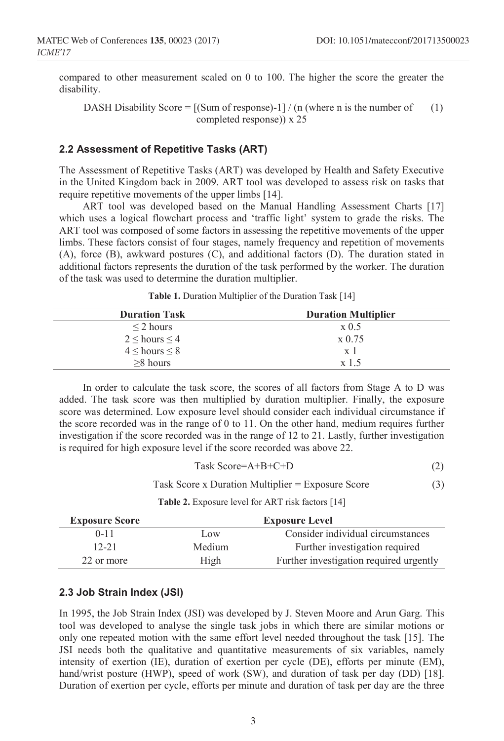compared to other measurement scaled on 0 to 100. The higher the score the greater the disability.

$$\text{DASH Disability Score} = [(\text{Sum of response})-1] / (n \text{ (where n is the number of completed response)}) \times 25 \quad (1)$$

## 2.2 Assessment of Repetitive Tasks (ART)

The Assessment of Repetitive Tasks (ART) was developed by Health and Safety Executive in the United Kingdom back in 2009. ART tool was developed to assess risk on tasks that require repetitive movements of the upper limbs [14].

ART tool was developed based on the Manual Handling Assessment Charts [17] which uses a logical flowchart process and 'traffic light' system to grade the risks. The ART tool was composed of some factors in assessing the repetitive movements of the upper limbs. These factors consist of four stages, namely frequency and repetition of movements (A), force (B), awkward postures (C), and additional factors (D). The duration stated in additional factors represents the duration of the task performed by the worker. The duration of the task was used to determine the duration multiplier.

**Table 1.** Duration Multiplier of the Duration Task [14]

| Duration Task | Duration Multiplier |
|---|---|
| ≤ 2 hours | x 0.5 |
| 2 ≤ hours ≤ 4 | x 0.75 |
| 4 ≤ hours ≤ 8 | x 1 |
| ≥8 hours | x 1.5 |

In order to calculate the task score, the scores of all factors from Stage A to D was added. The task score was then multiplied by duration multiplier. Finally, the exposure score was determined. Low exposure level should consider each individual circumstance if the score recorded was in the range of 0 to 11. On the other hand, medium requires further investigation if the score recorded was in the range of 12 to 21. Lastly, further investigation is required for high exposure level if the score recorded was above 22.

$$\text{Task Score} = A+B+C+D \quad (2)$$

$$\text{Task Score} \times \text{Duration Multiplier} = \text{Exposure Score} \quad (3)$$

**Table 2.** Exposure level for ART risk factors [14]

| Exposure Score | Exposure Level | |
|---|---|---|
| 0-11 | Low | Consider individual circumstances |
| 12-21 | Medium | Further investigation required |
| 22 or more | High | Further investigation required urgently |

## 2.3 Job Strain Index (JSI)

In 1995, the Job Strain Index (JSI) was developed by J. Steven Moore and Arun Garg. This tool was developed to analyse the single task jobs in which there are similar motions or only one repeated motion with the same effort level needed throughout the task [15]. The JSI needs both the qualitative and quantitative measurements of six variables, namely intensity of exertion (IE), duration of exertion per cycle (DE), efforts per minute (EM), hand/wrist posture (HWP), speed of work (SW), and duration of task per day (DD) [18]. Duration of exertion per cycle, efforts per minute and duration of task per day are the three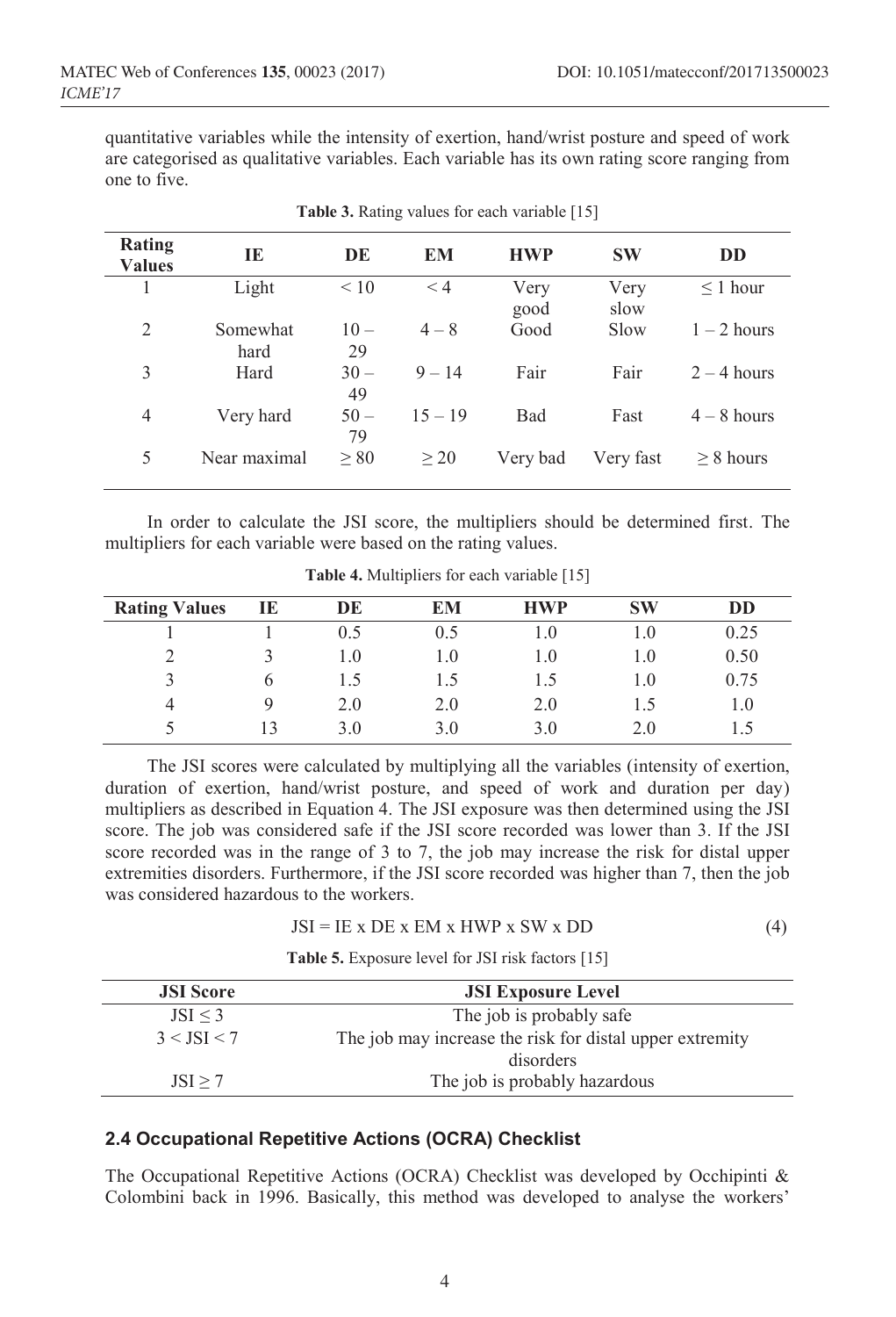quantitative variables while the intensity of exertion, hand/wrist posture and speed of work are categorised as qualitative variables. Each variable has its own rating score ranging from one to five.

**Table 3.** Rating values for each variable [15]

| Rating Values | IE | DE | EM | HWP | SW | DD |
|---|---|---|---|---|---|---|
| 1 | Light | $< 10$ | $< 4$ | Very good | Very slow | $\leq 1$ hour |
| 2 | Somewhat hard | 10 – 29 | 4 – 8 | Good | Slow | 1 – 2 hours |
| 3 | Hard | 30 – 49 | 9 – 14 | Fair | Fair | 2 – 4 hours |
| 4 | Very hard | 50 – 79 | 15 – 19 | Bad | Fast | 4 – 8 hours |
| 5 | Near maximal | $\geq 80$ | $\geq 20$ | Very bad | Very fast | $\geq 8$ hours |

In order to calculate the JSI score, the multipliers should be determined first. The multipliers for each variable were based on the rating values.

**Table 4.** Multipliers for each variable [15]

| Rating Values | IE | DE | EM | HWP | SW | DD |
|---|---|---|---|---|---|---|
| 1 | 1 | 0.5 | 0.5 | 1.0 | 1.0 | 0.25 |
| 2 | 3 | 1.0 | 1.0 | 1.0 | 1.0 | 0.50 |
| 3 | 6 | 1.5 | 1.5 | 1.5 | 1.0 | 0.75 |
| 4 | 9 | 2.0 | 2.0 | 2.0 | 1.5 | 1.0 |
| 5 | 13 | 3.0 | 3.0 | 3.0 | 2.0 | 1.5 |

The JSI scores were calculated by multiplying all the variables (intensity of exertion, duration of exertion, hand/wrist posture, and speed of work and duration per day) multipliers as described in Equation 4. The JSI exposure was then determined using the JSI score. The job was considered safe if the JSI score recorded was lower than 3. If the JSI score recorded was in the range of 3 to 7, the job may increase the risk for distal upper extremities disorders. Furthermore, if the JSI score recorded was higher than 7, then the job was considered hazardous to the workers.

$$JSI = IE \times DE \times EM \times HWP \times SW \times DD \tag{4}$$

**Table 5.** Exposure level for JSI risk factors [15]

| JSI Score | JSI Exposure Level |
|---|---|
| $JSI \leq 3$ | The job is probably safe |
| $3 < JSI < 7$ | The job may increase the risk for distal upper extremity disorders |
| $JSI \geq 7$ | The job is probably hazardous |

### 2.4 Occupational Repetitive Actions (OCRA) Checklist

The Occupational Repetitive Actions (OCRA) Checklist was developed by Occhipinti & Colombini back in 1996. Basically, this method was developed to analyse the workers'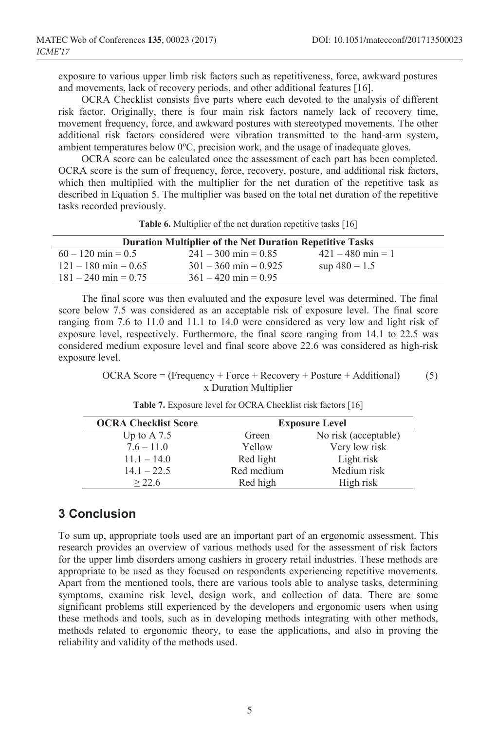exposure to various upper limb risk factors such as repetitiveness, force, awkward postures and movements, lack of recovery periods, and other additional features [16].

OCRA Checklist consists five parts where each devoted to the analysis of different risk factor. Originally, there is four main risk factors namely lack of recovery time, movement frequency, force, and awkward postures with stereotyped movements. The other additional risk factors considered were vibration transmitted to the hand-arm system, ambient temperatures below 0ºC, precision work, and the usage of inadequate gloves.

OCRA score can be calculated once the assessment of each part has been completed. OCRA score is the sum of frequency, force, recovery, posture, and additional risk factors, which then multiplied with the multiplier for the net duration of the repetitive task as described in Equation 5. The multiplier was based on the total net duration of the repetitive tasks recorded previously.

**Table 6.** Multiplier of the net duration repetitive tasks [16]

| Duration Multiplier of the Net Duration Repetitive Tasks | | |
|---|---|---|
| 60 – 120 min = 0.5 | 241 – 300 min = 0.85 | 421 – 480 min = 1 |
| 121 – 180 min = 0.65 | 301 – 360 min = 0.925 | sup 480 = 1.5 |
| 181 – 240 min = 0.75 | 361 – 420 min = 0.95 | |

The final score was then evaluated and the exposure level was determined. The final score below 7.5 was considered as an acceptable risk of exposure level. The final score ranging from 7.6 to 11.0 and 11.1 to 14.0 were considered as very low and light risk of exposure level, respectively. Furthermore, the final score ranging from 14.1 to 22.5 was considered medium exposure level and final score above 22.6 was considered as high-risk exposure level.

$$\text{OCRA Score} = (\text{Frequency} + \text{Force} + \text{Recovery} + \text{Posture} + \text{Additional}) \times \text{Duration Multiplier} \quad (5)$$

**Table 7.** Exposure level for OCRA Checklist risk factors [16]

| OCRA Checklist Score | Exposure Level | |
|---|---|---|
| Up to A 7.5 | Green | No risk (acceptable) |
| 7.6 – 11.0 | Yellow | Very low risk |
| 11.1 – 14.0 | Red light | Light risk |
| 14.1 – 22.5 | Red medium | Medium risk |
| ≥ 22.6 | Red high | High risk |

## 3 Conclusion

To sum up, appropriate tools used are an important part of an ergonomic assessment. This research provides an overview of various methods used for the assessment of risk factors for the upper limb disorders among cashiers in grocery retail industries. These methods are appropriate to be used as they focused on respondents experiencing repetitive movements. Apart from the mentioned tools, there are various tools able to analyse tasks, determining symptoms, examine risk level, design work, and collection of data. There are some significant problems still experienced by the developers and ergonomic users when using these methods and tools, such as in developing methods integrating with other methods, methods related to ergonomic theory, to ease the applications, and also in proving the reliability and validity of the methods used.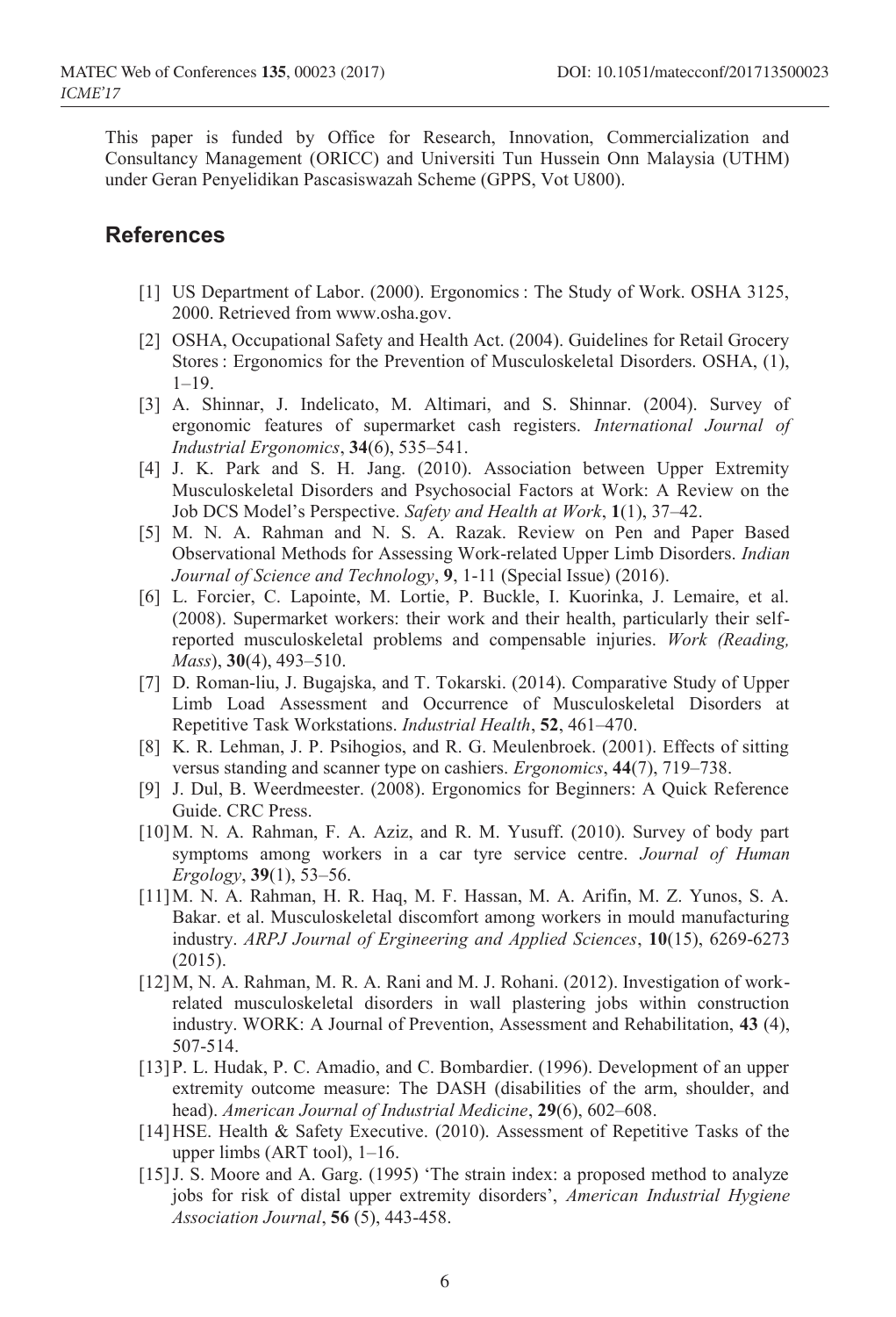This paper is funded by Office for Research, Innovation, Commercialization and Consultancy Management (ORICC) and Universiti Tun Hussein Onn Malaysia (UTHM) under Geran Penyelidikan Pascasiswazah Scheme (GPPS, Vot U800).

## References

[1] US Department of Labor. (2000). Ergonomics : The Study of Work. OSHA 3125, 2000. Retrieved from www.osha.gov.

[2] OSHA, Occupational Safety and Health Act. (2004). Guidelines for Retail Grocery Stores : Ergonomics for the Prevention of Musculoskeletal Disorders. OSHA, (1), 1–19.

[3] A. Shinnar, J. Indelicato, M. Altimari, and S. Shinnar. (2004). Survey of ergonomic features of supermarket cash registers. *International Journal of Industrial Ergonomics*, **34**(6), 535–541.

[4] J. K. Park and S. H. Jang. (2010). Association between Upper Extremity Musculoskeletal Disorders and Psychosocial Factors at Work: A Review on the Job DCS Model's Perspective. *Safety and Health at Work*, **1**(1), 37–42.

[5] M. N. A. Rahman and N. S. A. Razak. Review on Pen and Paper Based Observational Methods for Assessing Work-related Upper Limb Disorders. *Indian Journal of Science and Technology*, **9**, 1-11 (Special Issue) (2016).

[6] L. Forcier, C. Lapointe, M. Lortie, P. Buckle, I. Kuorinka, J. Lemaire, et al. (2008). Supermarket workers: their work and their health, particularly their self-reported musculoskeletal problems and compensable injuries. *Work (Reading, Mass)*, **30**(4), 493–510.

[7] D. Roman-liu, J. Bugajska, and T. Tokarski. (2014). Comparative Study of Upper Limb Load Assessment and Occurrence of Musculoskeletal Disorders at Repetitive Task Workstations. *Industrial Health*, **52**, 461–470.

[8] K. R. Lehman, J. P. Psihogios, and R. G. Meulenbroek. (2001). Effects of sitting versus standing and scanner type on cashiers. *Ergonomics*, **44**(7), 719–738.

[9] J. Dul, B. Weerdmeester. (2008). Ergonomics for Beginners: A Quick Reference Guide. CRC Press.

[10] M. N. A. Rahman, F. A. Aziz, and R. M. Yusuff. (2010). Survey of body part symptoms among workers in a car tyre service centre. *Journal of Human Ergology*, **39**(1), 53–56.

[11] M. N. A. Rahman, H. R. Haq, M. F. Hassan, M. A. Arifin, M. Z. Yunos, S. A. Bakar. et al. Musculoskeletal discomfort among workers in mould manufacturing industry. *ARPJ Journal of Ergineering and Applied Sciences*, **10**(15), 6269-6273 (2015).

[12] M, N. A. Rahman, M. R. A. Rani and M. J. Rohani. (2012). Investigation of work-related musculoskeletal disorders in wall plastering jobs within construction industry. WORK: A Journal of Prevention, Assessment and Rehabilitation, **43** (4), 507-514.

[13] P. L. Hudak, P. C. Amadio, and C. Bombardier. (1996). Development of an upper extremity outcome measure: The DASH (disabilities of the arm, shoulder, and head). *American Journal of Industrial Medicine*, **29**(6), 602–608.

[14] HSE. Health & Safety Executive. (2010). Assessment of Repetitive Tasks of the upper limbs (ART tool), 1–16.

[15] J. S. Moore and A. Garg. (1995) 'The strain index: a proposed method to analyze jobs for risk of distal upper extremity disorders', *American Industrial Hygiene Association Journal*, **56** (5), 443-458.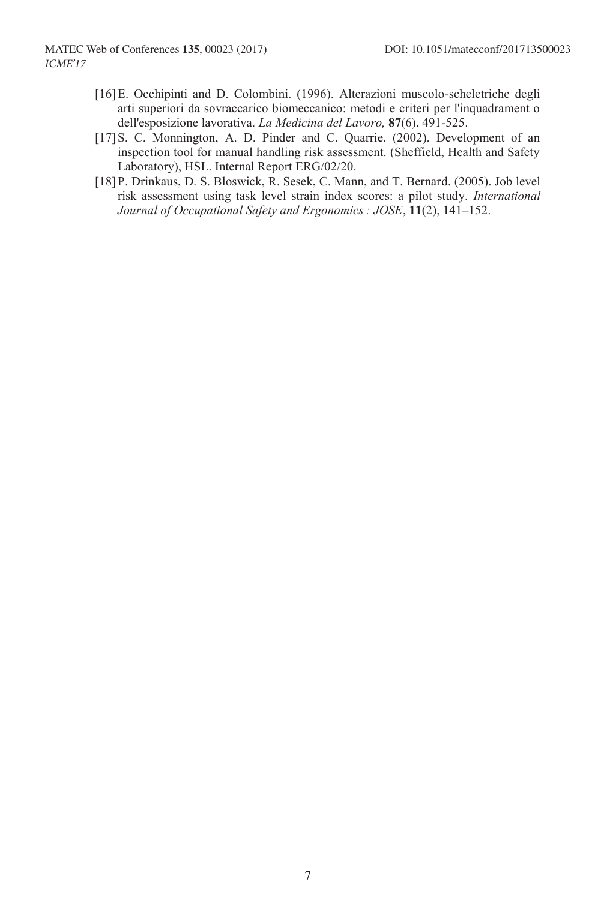[16] E. Occhipinti and D. Colombini. (1996). Alterazioni muscolo-scheletriche degli arti superiori da sovraccarico biomeccanico: metodi e criteri per l'inquadrament o dell'esposizione lavorativa. *La Medicina del Lavoro,* **87**(6), 491-525.

[17] S. C. Monnington, A. D. Pinder and C. Quarrie. (2002). Development of an inspection tool for manual handling risk assessment. (Sheffield, Health and Safety Laboratory), HSL. Internal Report ERG/02/20.

[18] P. Drinkaus, D. S. Bloswick, R. Sesek, C. Mann, and T. Bernard. (2005). Job level risk assessment using task level strain index scores: a pilot study. *International Journal of Occupational Safety and Ergonomics : JOSE*, **11**(2), 141–152.